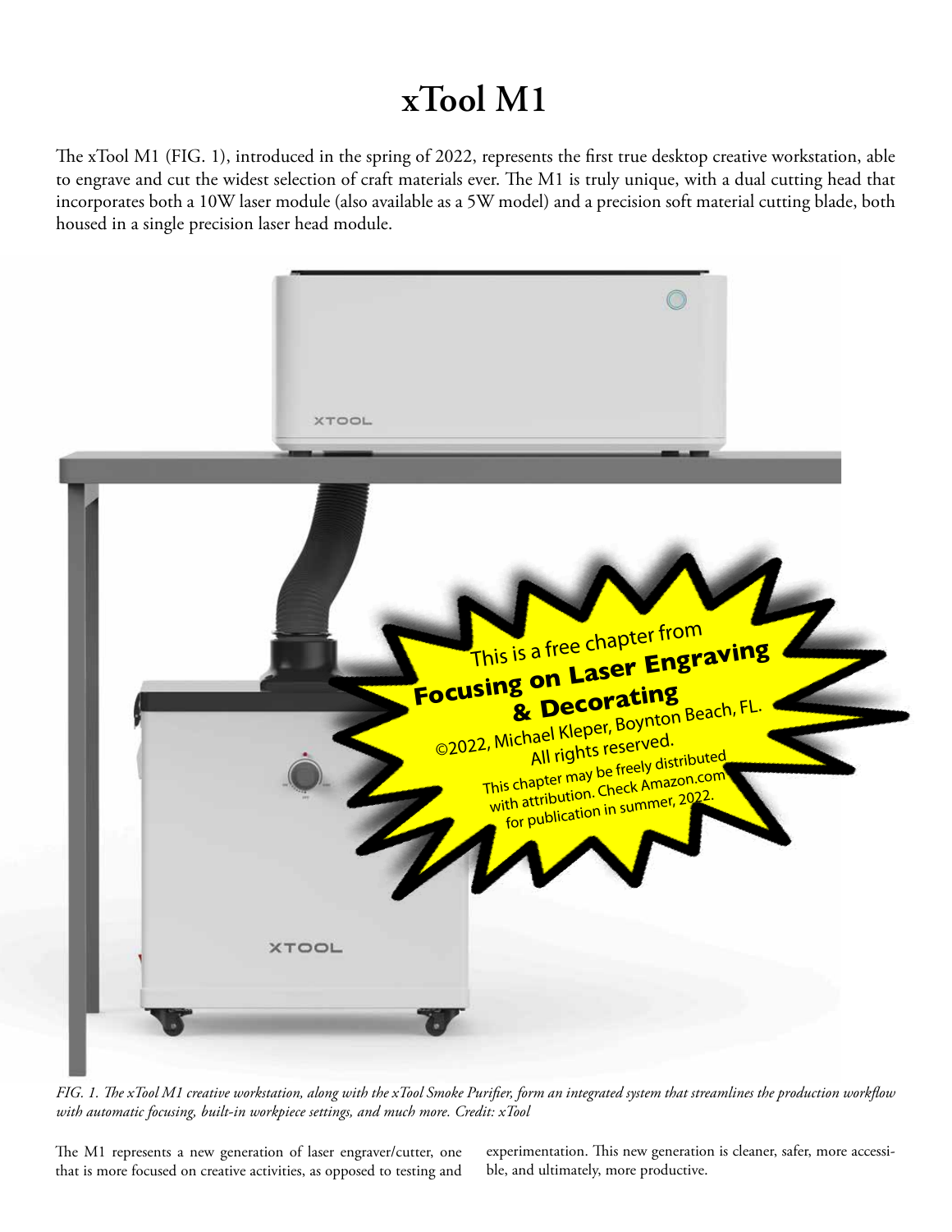# xTool M1

The xTool M1 (FIG. 1), introduced in the spring of 2022, represents the first true desktop creative workstation, able to engrave and cut the widest selection of craft materials ever. The M1 is truly unique, with a dual cutting head that incorporates both a 10W laser module (also available as a 5W model) and a precision soft material cutting blade, both housed in a single precision laser head module.

This is a free chapter from **Focusing on Laser Engraving & Decorating**
©2022, Michael Kleper, Boynton Beach, FL.
All rights reserved.
This chapter may be freely distributed with attribution. Check Amazon.com for publication in summer, 2022.

*FIG. 1. The xTool M1 creative workstation, along with the xTool Smoke Purifier, form an integrated system that streamlines the production workflow with automatic focusing, built-in workpiece settings, and much more. Credit: xTool*

The M1 represents a new generation of laser engraver/cutter, one that is more focused on creative activities, as opposed to testing and experimentation. This new generation is cleaner, safer, more accessible, and ultimately, more productive.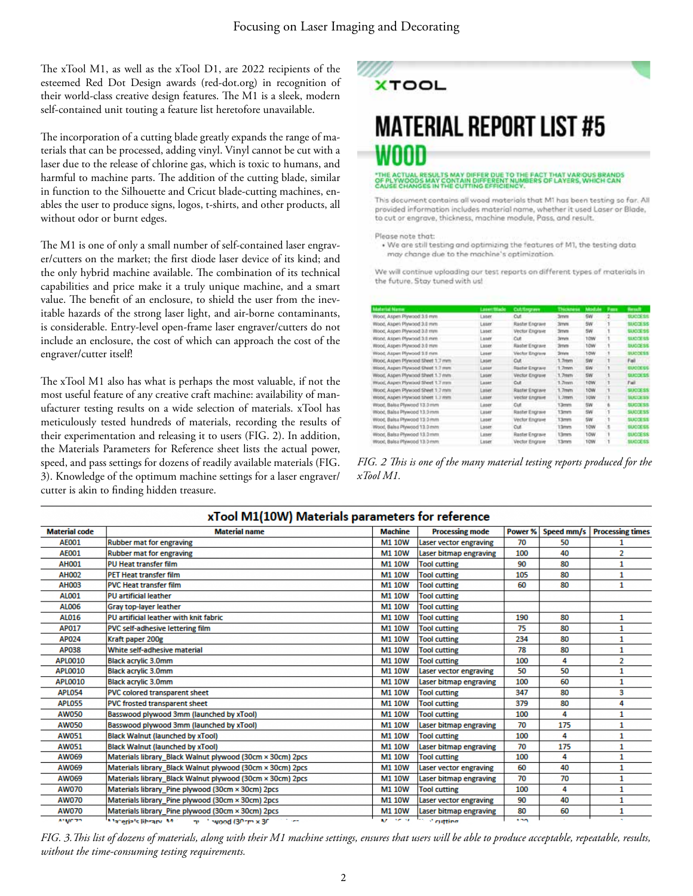The xTool M1, as well as the xTool D1, are 2022 recipients of the esteemed Red Dot Design awards (red-dot.org) in recognition of their world-class creative design features. The M1 is a sleek, modern self-contained unit touting a feature list heretofore unavailable.

The incorporation of a cutting blade greatly expands the range of materials that can be processed, adding vinyl. Vinyl cannot be cut with a laser due to the release of chlorine gas, which is toxic to humans, and harmful to machine parts. The addition of the cutting blade, similar in function to the Silhouette and Cricut blade-cutting machines, enables the user to produce signs, logos, t-shirts, and other products, all without odor or burnt edges.

The M1 is one of only a small number of self-contained laser engraver/cutters on the market; the first diode laser device of its kind; and the only hybrid machine available. The combination of its technical capabilities and price make it a truly unique machine, and a smart value. The benefit of an enclosure, to shield the user from the inevitable hazards of the strong laser light, and air-borne contaminants, is considerable. Entry-level open-frame laser engraver/cutters do not include an enclosure, the cost of which can approach the cost of the engraver/cutter itself!

The xTool M1 also has what is perhaps the most valuable, if not the most useful feature of any creative craft machine: availability of manufacturer testing results on a wide selection of materials. xTool has meticulously tested hundreds of materials, recording the results of their experimentation and releasing it to users (FIG. 2). In addition, the Materials Parameters for Reference sheet lists the actual power, speed, and pass settings for dozens of readily available materials (FIG. 3). Knowledge of the optimum machine settings for a laser engraver/cutter is akin to finding hidden treasure.

XTOOL

# MATERIAL REPORT LIST #5
# WOOD

*THE ACTUAL RESULTS MAY DIFFER DUE TO THE FACT THAT VARIOUS BRANDS OF PLYWOODS MAY CONTAIN DIFFERENT NUMBERS OF LAYERS, WHICH CAN CAUSE CHANGES IN THE CUTTING EFFICIENCY.

This document contains all wood materials that M1 has been testing so far. All provided information includes material name, whether it used Laser or Blade, to cut or engrave, thickness, machine module, Pass, and result.

Please note that:
- We are still testing and optimizing the features of M1, the testing data may change due to the machine's optimization.

We will continue uploading our test reports on different types of materials in the future. Stay tuned with us!

| Material Name | Laser/Blade | Cut/Engrave | Thickness | Module | Pass | Result |
|---|---|---|---|---|---|---|
| Wood, Aspen Plywood 3.0 mm | Laser | Cut | 3mm | 5W | 2 | SUCCESS |
| Wood, Aspen Plywood 3.0 mm | Laser | Raster Engrave | 3mm | 5W | 1 | SUCCESS |
| Wood, Aspen Plywood 3.0 mm | Laser | Vector Engrave | 3mm | 5W | 1 | SUCCESS |
| Wood, Aspen Plywood 3.0 mm | Laser | Cut | 3mm | 10W | 1 | SUCCESS |
| Wood, Aspen Plywood 3.0 mm | Laser | Raster Engrave | 3mm | 10W | 1 | SUCCESS |
| Wood, Aspen Plywood 3.0 mm | Laser | Vector Engrave | 3mm | 10W | 1 | SUCCESS |
| Wood, Aspen Plywood Sheet 1.7 mm | Laser | Cut | 1.7mm | 5W | 1 | Fail |
| Wood, Aspen Plywood Sheet 1.7 mm | Laser | Raster Engrave | 1.7mm | 5W | 1 | SUCCESS |
| Wood, Aspen Plywood Sheet 1.7 mm | Laser | Vector Engrave | 1.7mm | 5W | 1 | SUCCESS |
| Wood, Aspen Plywood Sheet 1.7 mm | Laser | Cut | 1.7mm | 10W | 1 | Fail |
| Wood, Aspen Plywood Sheet 1.7 mm | Laser | Raster Engrave | 1.7mm | 10W | 1 | SUCCESS |
| Wood, Aspen Plywood Sheet 1.7 mm | Laser | Vector Engrave | 1.7mm | 10W | 1 | SUCCESS |
| Wood, Balsa Plywood 13.0 mm | Laser | Cut | 13mm | 5W | 6 | SUCCESS |
| Wood, Balsa Plywood 13.0 mm | Laser | Raster Engrave | 13mm | 5W | 1 | SUCCESS |
| Wood, Balsa Plywood 13.0 mm | Laser | Vector Engrave | 13mm | 5W | 1 | SUCCESS |
| Wood, Balsa Plywood 13.0 mm | Laser | Cut | 13mm | 10W | 5 | SUCCESS |
| Wood, Balsa Plywood 13.0 mm | Laser | Raster Engrave | 13mm | 10W | 1 | SUCCESS |
| Wood, Balsa Plywood 13.0 mm | Laser | Vector Engrave | 13mm | 10W | 1 | SUCCESS |

*FIG. 2 This is one of the many material testing reports produced for the xTool M1.*

**xTool M1(10W) Materials parameters for reference**

| Material code | Material name | Machine | Processing mode | Power % | Speed mm/s | Processing times |
|---|---|---|---|---|---|---|
| AE001 | Rubber mat for engraving | M1 10W | Laser vector engraving | 70 | 50 | 1 |
| AE001 | Rubber mat for engraving | M1 10W | Laser bitmap engraving | 100 | 40 | 2 |
| AH001 | PU Heat transfer film | M1 10W | Tool cutting | 90 | 80 | 1 |
| AH002 | PET Heat transfer film | M1 10W | Tool cutting | 105 | 80 | 1 |
| AH003 | PVC Heat transfer film | M1 10W | Tool cutting | 60 | 80 | 1 |
| AL001 | PU artificial leather | M1 10W | Tool cutting | | | |
| AL006 | Gray top-layer leather | M1 10W | Tool cutting | | | |
| AL016 | PU artificial leather with knit fabric | M1 10W | Tool cutting | 190 | 80 | 1 |
| AP017 | PVC self-adhesive lettering film | M1 10W | Tool cutting | 75 | 80 | 1 |
| AP024 | Kraft paper 200g | M1 10W | Tool cutting | 234 | 80 | 1 |
| AP038 | White self-adhesive material | M1 10W | Tool cutting | 78 | 80 | 1 |
| APL0010 | Black acrylic 3.0mm | M1 10W | Tool cutting | 100 | 4 | 2 |
| APL0010 | Black acrylic 3.0mm | M1 10W | Laser vector engraving | 50 | 50 | 1 |
| APL0010 | Black acrylic 3.0mm | M1 10W | Laser bitmap engraving | 100 | 60 | 1 |
| APL054 | PVC colored transparent sheet | M1 10W | Tool cutting | 347 | 80 | 3 |
| APL055 | PVC frosted transparent sheet | M1 10W | Tool cutting | 379 | 80 | 4 |
| AW050 | Basswood plywood 3mm (launched by xTool) | M1 10W | Tool cutting | 100 | 4 | 1 |
| AW050 | Basswood plywood 3mm (launched by xTool) | M1 10W | Laser bitmap engraving | 70 | 175 | 1 |
| AW051 | Black Walnut (launched by xTool) | M1 10W | Tool cutting | 100 | 4 | 1 |
| AW051 | Black Walnut (launched by xTool) | M1 10W | Laser bitmap engraving | 70 | 175 | 1 |
| AW069 | Materials library_Black Walnut plywood (30cm × 30cm) 2pcs | M1 10W | Tool cutting | 100 | 4 | 1 |
| AW069 | Materials library_Black Walnut plywood (30cm × 30cm) 2pcs | M1 10W | Laser vector engraving | 60 | 40 | 1 |
| AW069 | Materials library_Black Walnut plywood (30cm × 30cm) 2pcs | M1 10W | Laser bitmap engraving | 70 | 70 | 1 |
| AW070 | Materials library_Pine plywood (30cm × 30cm) 2pcs | M1 10W | Tool cutting | 100 | 4 | 1 |
| AW070 | Materials library_Pine plywood (30cm × 30cm) 2pcs | M1 10W | Laser vector engraving | 90 | 40 | 1 |
| AW070 | Materials library_Pine plywood (30cm × 30cm) 2pcs | M1 10W | Laser bitmap engraving | 80 | 60 | 1 |

*FIG. 3. This list of dozens of materials, along with their M1 machine settings, ensures that users will be able to produce acceptable, repeatable, results, without the time-consuming testing requirements.*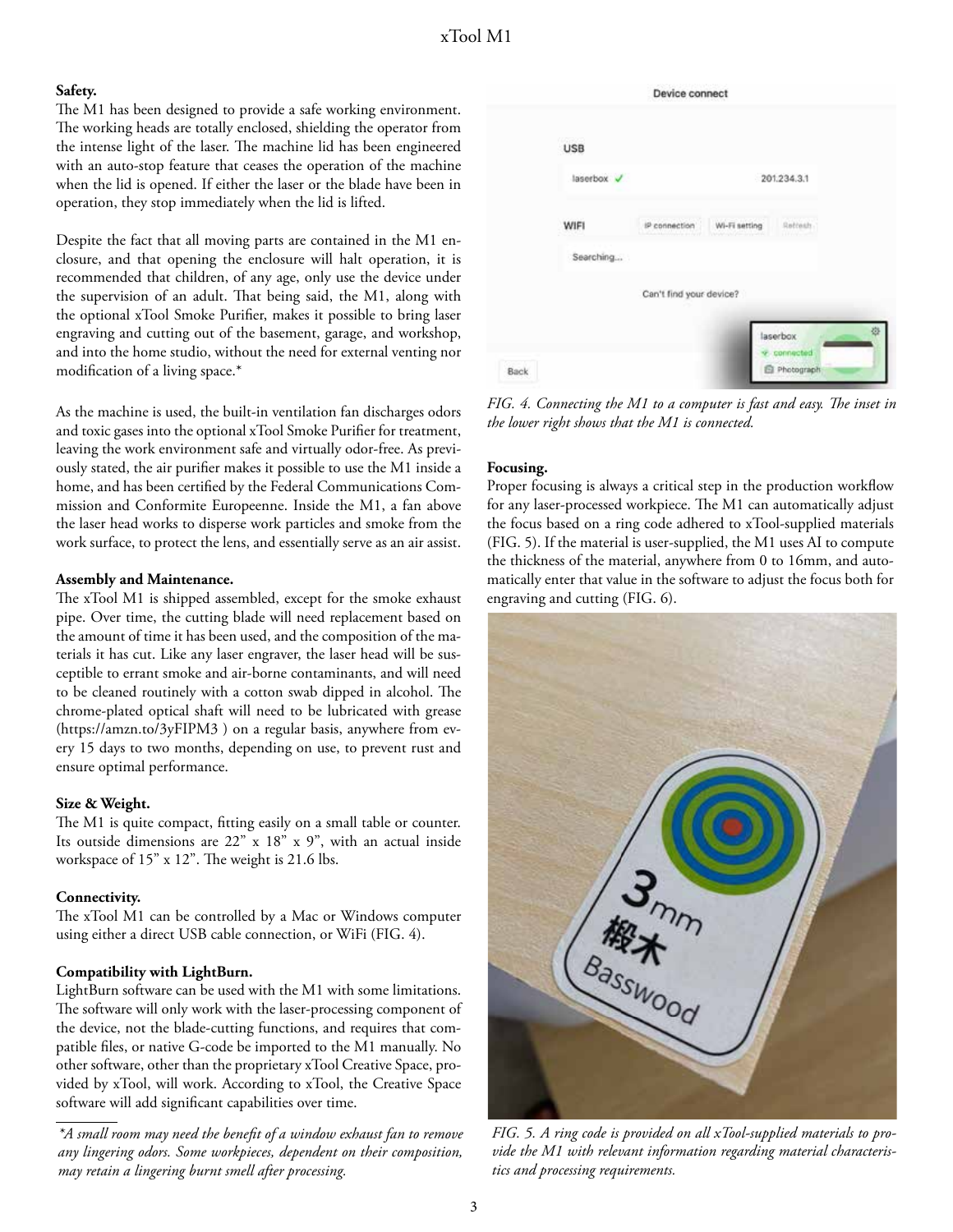**Safety.**

The M1 has been designed to provide a safe working environment. The working heads are totally enclosed, shielding the operator from the intense light of the laser. The machine lid has been engineered with an auto-stop feature that ceases the operation of the machine when the lid is opened. If either the laser or the blade have been in operation, they stop immediately when the lid is lifted.

Despite the fact that all moving parts are contained in the M1 enclosure, and that opening the enclosure will halt operation, it is recommended that children, of any age, only use the device under the supervision of an adult. That being said, the M1, along with the optional xTool Smoke Purifier, makes it possible to bring laser engraving and cutting out of the basement, garage, and workshop, and into the home studio, without the need for external venting nor modification of a living space.*

As the machine is used, the built-in ventilation fan discharges odors and toxic gases into the optional xTool Smoke Purifier for treatment, leaving the work environment safe and virtually odor-free. As previously stated, the air purifier makes it possible to use the M1 inside a home, and has been certified by the Federal Communications Commission and Conformite Europeenne. Inside the M1, a fan above the laser head works to disperse work particles and smoke from the work surface, to protect the lens, and essentially serve as an air assist.

**Assembly and Maintenance.**

The xTool M1 is shipped assembled, except for the smoke exhaust pipe. Over time, the cutting blade will need replacement based on the amount of time it has been used, and the composition of the materials it has cut. Like any laser engraver, the laser head will be susceptible to errant smoke and air-borne contaminants, and will need to be cleaned routinely with a cotton swab dipped in alcohol. The chrome-plated optical shaft will need to be lubricated with grease (https://amzn.to/3yFIPM3 ) on a regular basis, anywhere from every 15 days to two months, depending on use, to prevent rust and ensure optimal performance.

**Size & Weight.**

The M1 is quite compact, fitting easily on a small table or counter. Its outside dimensions are 22" x 18" x 9", with an actual inside workspace of 15" x 12". The weight is 21.6 lbs.

**Connectivity.**

The xTool M1 can be controlled by a Mac or Windows computer using either a direct USB cable connection, or WiFi (FIG. 4).

**Compatibility with LightBurn.**

LightBurn software can be used with the M1 with some limitations. The software will only work with the laser-processing component of the device, not the blade-cutting functions, and requires that compatible files, or native G-code be imported to the M1 manually. No other software, other than the proprietary xTool Creative Space, provided by xTool, will work. According to xTool, the Creative Space software will add significant capabilities over time.

*\*A small room may need the benefit of a window exhaust fan to remove any lingering odors. Some workpieces, dependent on their composition, may retain a lingering burnt smell after processing.*

*FIG. 4. Connecting the M1 to a computer is fast and easy. The inset in the lower right shows that the M1 is connected.*

**Focusing.**

Proper focusing is always a critical step in the production workflow for any laser-processed workpiece. The M1 can automatically adjust the focus based on a ring code adhered to xTool-supplied materials (FIG. 5). If the material is user-supplied, the M1 uses AI to compute the thickness of the material, anywhere from 0 to 16mm, and automatically enter that value in the software to adjust the focus both for engraving and cutting (FIG. 6).

*FIG. 5. A ring code is provided on all xTool-supplied materials to provide the M1 with relevant information regarding material characteristics and processing requirements.*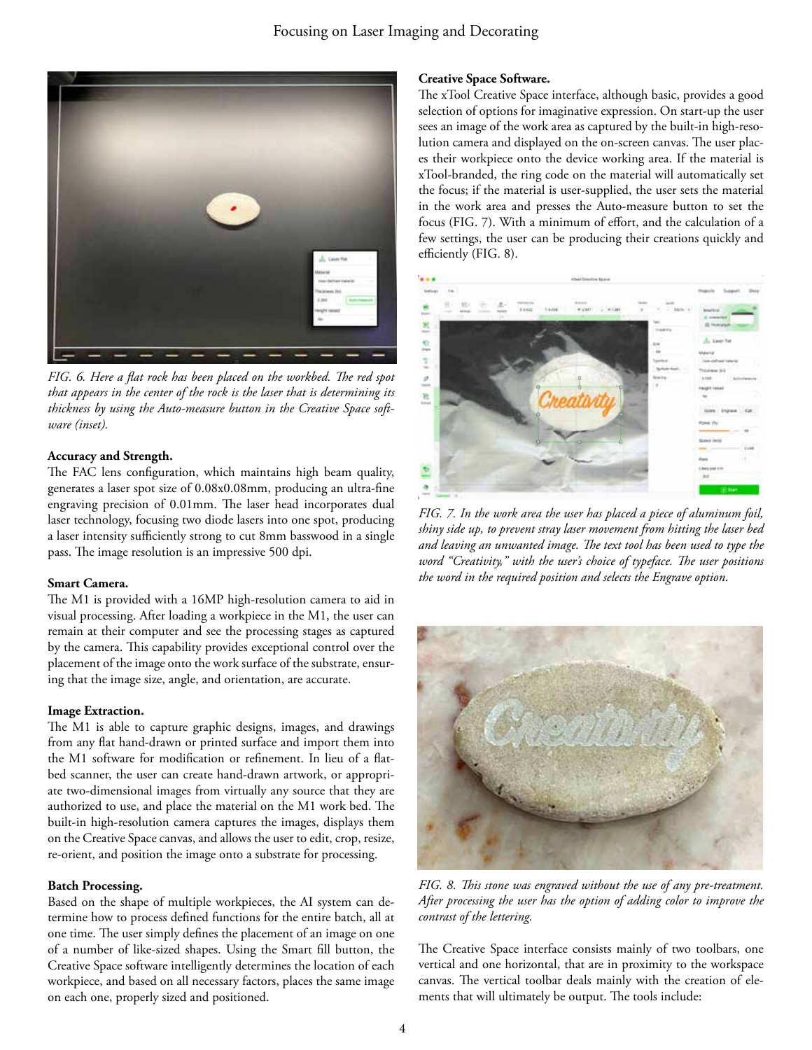FIG. 6. Here a flat rock has been placed on the workbed. The red spot that appears in the center of the rock is the laser that is determining its thickness by using the Auto-measure button in the Creative Space software (inset).

**Accuracy and Strength.**

The FAC lens configuration, which maintains high beam quality, generates a laser spot size of 0.08x0.08mm, producing an ultra-fine engraving precision of 0.01mm. The laser head incorporates dual laser technology, focusing two diode lasers into one spot, producing a laser intensity sufficiently strong to cut 8mm basswood in a single pass. The image resolution is an impressive 500 dpi.

**Smart Camera.**

The M1 is provided with a 16MP high-resolution camera to aid in visual processing. After loading a workpiece in the M1, the user can remain at their computer and see the processing stages as captured by the camera. This capability provides exceptional control over the placement of the image onto the work surface of the substrate, ensuring that the image size, angle, and orientation, are accurate.

**Image Extraction.**

The M1 is able to capture graphic designs, images, and drawings from any flat hand-drawn or printed surface and import them into the M1 software for modification or refinement. In lieu of a flatbed scanner, the user can create hand-drawn artwork, or appropriate two-dimensional images from virtually any source that they are authorized to use, and place the material on the M1 work bed. The built-in high-resolution camera captures the images, displays them on the Creative Space canvas, and allows the user to edit, crop, resize, re-orient, and position the image onto a substrate for processing.

**Batch Processing.**

Based on the shape of multiple workpieces, the AI system can determine how to process defined functions for the entire batch, all at one time. The user simply defines the placement of an image on one of a number of like-sized shapes. Using the Smart fill button, the Creative Space software intelligently determines the location of each workpiece, and based on all necessary factors, places the same image on each one, properly sized and positioned.

**Creative Space Software.**

The xTool Creative Space interface, although basic, provides a good selection of options for imaginative expression. On start-up the user sees an image of the work area as captured by the built-in high-resolution camera and displayed on the on-screen canvas. The user places their workpiece onto the device working area. If the material is xTool-branded, the ring code on the material will automatically set the focus; if the material is user-supplied, the user sets the material in the work area and presses the Auto-measure button to set the focus (FIG. 7). With a minimum of effort, and the calculation of a few settings, the user can be producing their creations quickly and efficiently (FIG. 8).

FIG. 7. In the work area the user has placed a piece of aluminum foil, shiny side up, to prevent stray laser movement from hitting the laser bed and leaving an unwanted image. The text tool has been used to type the word "Creativity," with the user's choice of typeface. The user positions the word in the required position and selects the Engrave option.

FIG. 8. This stone was engraved without the use of any pre-treatment. After processing the user has the option of adding color to improve the contrast of the lettering.

The Creative Space interface consists mainly of two toolbars, one vertical and one horizontal, that are in proximity to the workspace canvas. The vertical toolbar deals mainly with the creation of elements that will ultimately be output. The tools include: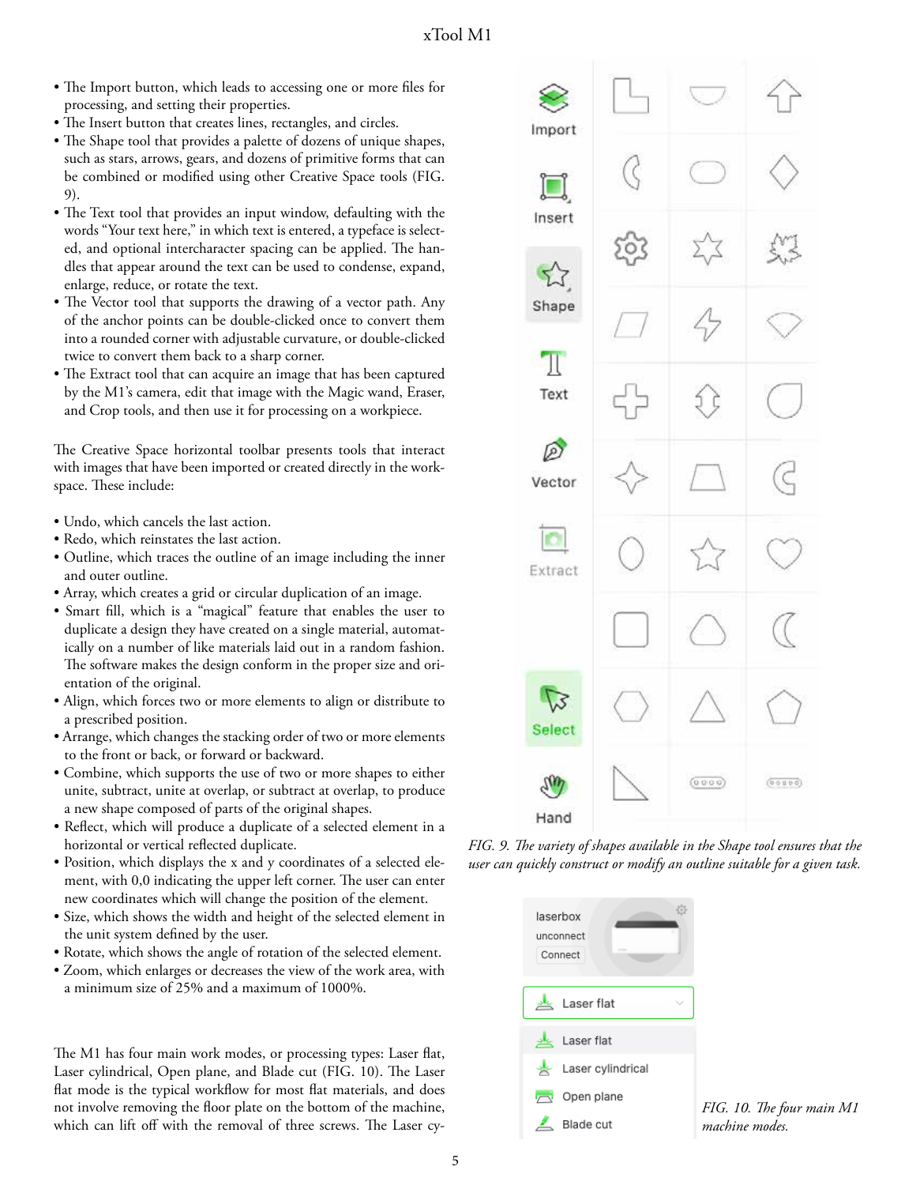- The Import button, which leads to accessing one or more files for processing, and setting their properties.
- The Insert button that creates lines, rectangles, and circles.
- The Shape tool that provides a palette of dozens of unique shapes, such as stars, arrows, gears, and dozens of primitive forms that can be combined or modified using other Creative Space tools (FIG. 9).
- The Text tool that provides an input window, defaulting with the words "Your text here," in which text is entered, a typeface is selected, and optional intercharacter spacing can be applied. The handles that appear around the text can be used to condense, expand, enlarge, reduce, or rotate the text.
- The Vector tool that supports the drawing of a vector path. Any of the anchor points can be double-clicked once to convert them into a rounded corner with adjustable curvature, or double-clicked twice to convert them back to a sharp corner.
- The Extract tool that can acquire an image that has been captured by the M1's camera, edit that image with the Magic wand, Eraser, and Crop tools, and then use it for processing on a workpiece.

The Creative Space horizontal toolbar presents tools that interact with images that have been imported or created directly in the workspace. These include:

- Undo, which cancels the last action.
- Redo, which reinstates the last action.
- Outline, which traces the outline of an image including the inner and outer outline.
- Array, which creates a grid or circular duplication of an image.
- Smart fill, which is a "magical" feature that enables the user to duplicate a design they have created on a single material, automatically on a number of like materials laid out in a random fashion. The software makes the design conform in the proper size and orientation of the original.
- Align, which forces two or more elements to align or distribute to a prescribed position.
- Arrange, which changes the stacking order of two or more elements to the front or back, or forward or backward.
- Combine, which supports the use of two or more shapes to either unite, subtract, unite at overlap, or subtract at overlap, to produce a new shape composed of parts of the original shapes.
- Reflect, which will produce a duplicate of a selected element in a horizontal or vertical reflected duplicate.
- Position, which displays the x and y coordinates of a selected element, with 0,0 indicating the upper left corner. The user can enter new coordinates which will change the position of the element.
- Size, which shows the width and height of the selected element in the unit system defined by the user.
- Rotate, which shows the angle of rotation of the selected element.
- Zoom, which enlarges or decreases the view of the work area, with a minimum size of 25% and a maximum of 1000%.

The M1 has four main work modes, or processing types: Laser flat, Laser cylindrical, Open plane, and Blade cut (FIG. 10). The Laser flat mode is the typical workflow for most flat materials, and does not involve removing the floor plate on the bottom of the machine, which can lift off with the removal of three screws. The Laser cy-

*FIG. 9. The variety of shapes available in the Shape tool ensures that the user can quickly construct or modify an outline suitable for a given task.*

*FIG. 10. The four main M1 machine modes.*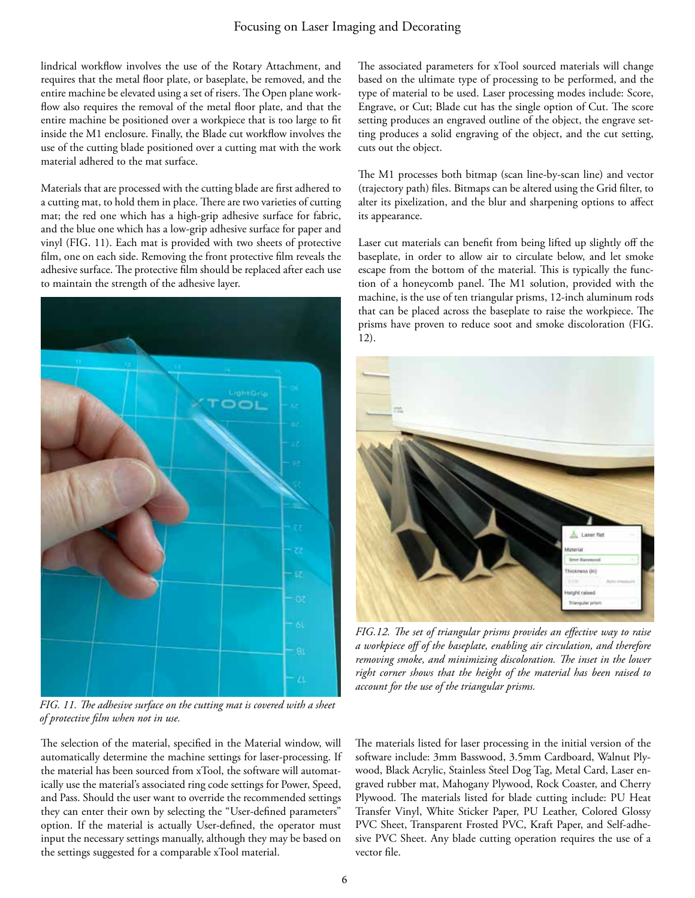lindrical workflow involves the use of the Rotary Attachment, and requires that the metal floor plate, or baseplate, be removed, and the entire machine be elevated using a set of risers. The Open plane workflow also requires the removal of the metal floor plate, and that the entire machine be positioned over a workpiece that is too large to fit inside the M1 enclosure. Finally, the Blade cut workflow involves the use of the cutting blade positioned over a cutting mat with the work material adhered to the mat surface.

Materials that are processed with the cutting blade are first adhered to a cutting mat, to hold them in place. There are two varieties of cutting mat; the red one which has a high-grip adhesive surface for fabric, and the blue one which has a low-grip adhesive surface for paper and vinyl (FIG. 11). Each mat is provided with two sheets of protective film, one on each side. Removing the front protective film reveals the adhesive surface. The protective film should be replaced after each use to maintain the strength of the adhesive layer.

*FIG. 11. The adhesive surface on the cutting mat is covered with a sheet of protective film when not in use.*

The selection of the material, specified in the Material window, will automatically determine the machine settings for laser-processing. If the material has been sourced from xTool, the software will automatically use the material's associated ring code settings for Power, Speed, and Pass. Should the user want to override the recommended settings they can enter their own by selecting the "User-defined parameters" option. If the material is actually User-defined, the operator must input the necessary settings manually, although they may be based on the settings suggested for a comparable xTool material.

The associated parameters for xTool sourced materials will change based on the ultimate type of processing to be performed, and the type of material to be used. Laser processing modes include: Score, Engrave, or Cut; Blade cut has the single option of Cut. The score setting produces an engraved outline of the object, the engrave setting produces a solid engraving of the object, and the cut setting, cuts out the object.

The M1 processes both bitmap (scan line-by-scan line) and vector (trajectory path) files. Bitmaps can be altered using the Grid filter, to alter its pixelization, and the blur and sharpening options to affect its appearance.

Laser cut materials can benefit from being lifted up slightly off the baseplate, in order to allow air to circulate below, and let smoke escape from the bottom of the material. This is typically the function of a honeycomb panel. The M1 solution, provided with the machine, is the use of ten triangular prisms, 12-inch aluminum rods that can be placed across the baseplate to raise the workpiece. The prisms have proven to reduce soot and smoke discoloration (FIG. 12).

*FIG.12. The set of triangular prisms provides an effective way to raise a workpiece off of the baseplate, enabling air circulation, and therefore removing smoke, and minimizing discoloration. The inset in the lower right corner shows that the height of the material has been raised to account for the use of the triangular prisms.*

The materials listed for laser processing in the initial version of the software include: 3mm Basswood, 3.5mm Cardboard, Walnut Plywood, Black Acrylic, Stainless Steel Dog Tag, Metal Card, Laser engraved rubber mat, Mahogany Plywood, Rock Coaster, and Cherry Plywood. The materials listed for blade cutting include: PU Heat Transfer Vinyl, White Sticker Paper, PU Leather, Colored Glossy PVC Sheet, Transparent Frosted PVC, Kraft Paper, and Self-adhesive PVC Sheet. Any blade cutting operation requires the use of a vector file.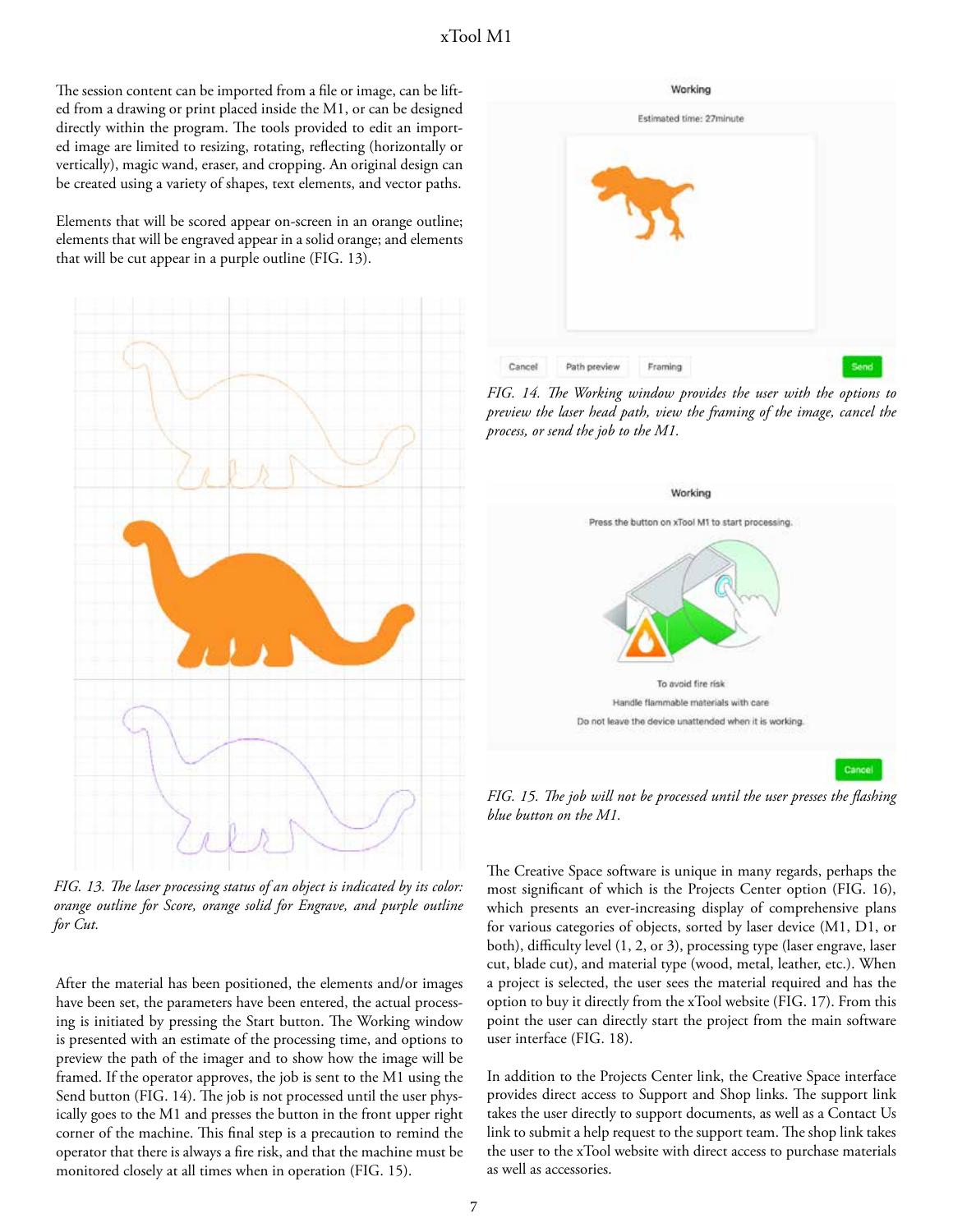The session content can be imported from a file or image, can be lifted from a drawing or print placed inside the M1, or can be designed directly within the program. The tools provided to edit an imported image are limited to resizing, rotating, reflecting (horizontally or vertically), magic wand, eraser, and cropping. An original design can be created using a variety of shapes, text elements, and vector paths.

Elements that will be scored appear on-screen in an orange outline; elements that will be engraved appear in a solid orange; and elements that will be cut appear in a purple outline (FIG. 13).

*FIG. 13. The laser processing status of an object is indicated by its color: orange outline for Score, orange solid for Engrave, and purple outline for Cut.*

After the material has been positioned, the elements and/or images have been set, the parameters have been entered, the actual processing is initiated by pressing the Start button. The Working window is presented with an estimate of the processing time, and options to preview the path of the imager and to show how the image will be framed. If the operator approves, the job is sent to the M1 using the Send button (FIG. 14). The job is not processed until the user physically goes to the M1 and presses the button in the front upper right corner of the machine. This final step is a precaution to remind the operator that there is always a fire risk, and that the machine must be monitored closely at all times when in operation (FIG. 15).

*FIG. 14. The Working window provides the user with the options to preview the laser head path, view the framing of the image, cancel the process, or send the job to the M1.*

*FIG. 15. The job will not be processed until the user presses the flashing blue button on the M1.*

The Creative Space software is unique in many regards, perhaps the most significant of which is the Projects Center option (FIG. 16), which presents an ever-increasing display of comprehensive plans for various categories of objects, sorted by laser device (M1, D1, or both), difficulty level (1, 2, or 3), processing type (laser engrave, laser cut, blade cut), and material type (wood, metal, leather, etc.). When a project is selected, the user sees the material required and has the option to buy it directly from the xTool website (FIG. 17). From this point the user can directly start the project from the main software user interface (FIG. 18).

In addition to the Projects Center link, the Creative Space interface provides direct access to Support and Shop links. The support link takes the user directly to support documents, as well as a Contact Us link to submit a help request to the support team. The shop link takes the user to the xTool website with direct access to purchase materials as well as accessories.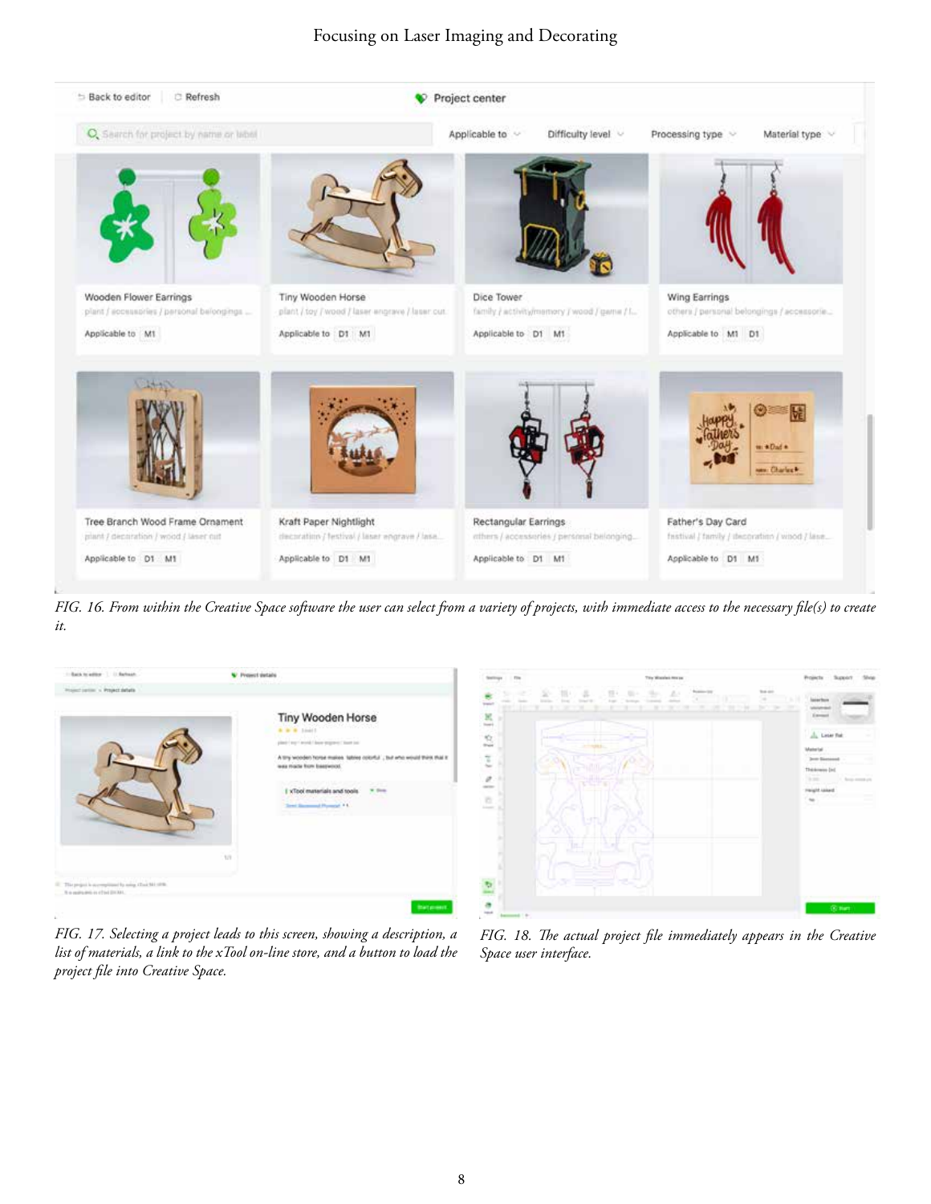FIG. 16. From within the Creative Space software the user can select from a variety of projects, with immediate access to the necessary file(s) to create it.

FIG. 17. Selecting a project leads to this screen, showing a description, a list of materials, a link to the xTool on-line store, and a button to load the project file into Creative Space.

FIG. 18. The actual project file immediately appears in the Creative Space user interface.